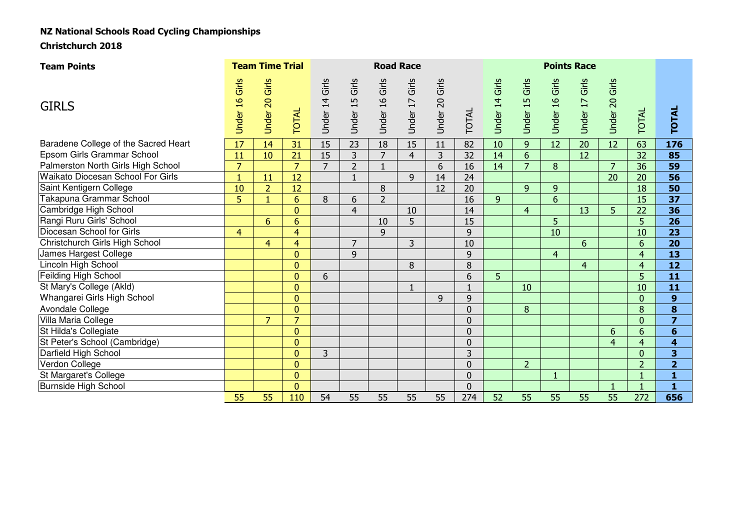**NZ National Schools Road Cycling Championships**

**Christchurch 2018**

| Team Points | Team Time Trial | | | Road Race | | | | | | Points Race | | | | | | |
|---|---|---|---|---|---|---|---|---|---|---|---|---|---|---|---|---|
| GIRLS | Under 16 Girls | Under 20 Girls | TOTAL | Under 14 Girls | Under 15 Girls | Under 16 Girls | Under 17 Girls | Under 20 Girls | TOTAL | Under 14 Girls | Under 15 Girls | Under 16 Girls | Under 17 Girls | Under 20 Girls | TOTAL | **TOTAL** |
| Baradene College of the Sacred Heart | 17 | 14 | 31 | 15 | 23 | 18 | 15 | 11 | 82 | 10 | 9 | 12 | 20 | 12 | 63 | **176** |
| Epsom Girls Grammar School | 11 | 10 | 21 | 15 | 3 | 7 | 4 | 3 | 32 | 14 | 6 | | 12 | | 32 | **85** |
| Palmerston North Girls High School | 7 | | 7 | 7 | 2 | 1 | | 6 | 16 | 14 | 7 | 8 | | 7 | 36 | **59** |
| Waikato Diocesan School For Girls | 1 | 11 | 12 | | 1 | | 9 | 14 | 24 | | | | | 20 | 20 | **56** |
| Saint Kentigern College | 10 | 2 | 12 | | | 8 | | 12 | 20 | | 9 | 9 | | | 18 | **50** |
| Takapuna Grammar School | 5 | 1 | 6 | 8 | 6 | 2 | | | 16 | 9 | | 6 | | | 15 | **37** |
| Cambridge High School | | | 0 | | 4 | | 10 | | 14 | | 4 | | 13 | 5 | 22 | **36** |
| Rangi Ruru Girls' School | | 6 | 6 | | | 10 | 5 | | 15 | | | 5 | | | 5 | **26** |
| Diocesan School for Girls | 4 | | 4 | | | 9 | | | 9 | | | 10 | | | 10 | **23** |
| Christchurch Girls High School | | 4 | 4 | | 7 | | 3 | | 10 | | | | 6 | | 6 | **20** |
| James Hargest College | | | 0 | | 9 | | | | 9 | | | 4 | | | 4 | **13** |
| Lincoln High School | | | 0 | | | | 8 | | 8 | | | | 4 | | 4 | **12** |
| Feilding High School | | | 0 | 6 | | | | | 6 | 5 | | | | | 5 | **11** |
| St Mary's College (Akld) | | | 0 | | | | 1 | | 1 | | 10 | | | | 10 | **11** |
| Whangarei Girls High School | | | 0 | | | | | 9 | 9 | | | | | | 0 | **9** |
| Avondale College | | | 0 | | | | | | 0 | | 8 | | | | 8 | **8** |
| Villa Maria College | | 7 | 7 | | | | | | 0 | | | | | | 0 | **7** |
| St Hilda's Collegiate | | | 0 | | | | | | 0 | | | | | 6 | 6 | **6** |
| St Peter's School (Cambridge) | | | 0 | | | | | | 0 | | | | | 4 | 4 | **4** |
| Darfield High School | | | 0 | 3 | | | | | 3 | | | | | | 0 | **3** |
| Verdon College | | | 0 | | | | | | 0 | | 2 | | | | 2 | **2** |
| St Margaret's College | | | 0 | | | | | | 0 | | | 1 | | | 1 | **1** |
| Burnside High School | | | 0 | | | | | | 0 | | | | | 1 | 1 | **1** |
| | 55 | 55 | 110 | 54 | 55 | 55 | 55 | 55 | 274 | 52 | 55 | 55 | 55 | 55 | 272 | **656** |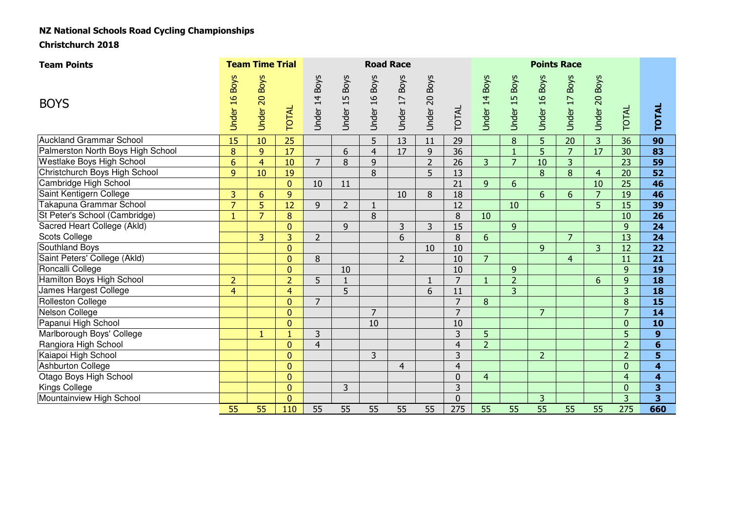**NZ National Schools Road Cycling Championships**

**Christchurch 2018**

| **Team Points** | **Team Time Trial** | | | **Road Race** | | | | | | **Points Race** | | | | | | |
|---|---|---|---|---|---|---|---|---|---|---|---|---|---|---|---|---|
| BOYS | Under 16 Boys | Under 20 Boys | TOTAL | Under 14 Boys | Under 15 Boys | Under 16 Boys | Under 17 Boys | Under 20 Boys | TOTAL | Under 14 Boys | Under 15 Boys | Under 16 Boys | Under 17 Boys | Under 20 Boys | TOTAL | **TOTAL** |
| Auckland Grammar School | 15 | 10 | 25 | | | 5 | 13 | 11 | 29 | | 8 | 5 | 20 | 3 | 36 | **90** |
| Palmerston North Boys High School | 8 | 9 | 17 | | 6 | 4 | 17 | 9 | 36 | | 1 | 5 | 7 | 17 | 30 | **83** |
| Westlake Boys High School | 6 | 4 | 10 | 7 | 8 | 9 | | 2 | 26 | 3 | 7 | 10 | 3 | | 23 | **59** |
| Christchurch Boys High School | 9 | 10 | 19 | | | 8 | | 5 | 13 | | | 8 | 8 | 4 | 20 | **52** |
| Cambridge High School | | | 0 | 10 | 11 | | | | 21 | 9 | 6 | | | 10 | 25 | **46** |
| Saint Kentigern College | 3 | 6 | 9 | | | | 10 | 8 | 18 | | | 6 | 6 | 7 | 19 | **46** |
| Takapuna Grammar School | 7 | 5 | 12 | 9 | 2 | 1 | | | 12 | | 10 | | | 5 | 15 | **39** |
| St Peter's School (Cambridge) | 1 | 7 | 8 | | | 8 | | | 8 | 10 | | | | | 10 | **26** |
| Sacred Heart College (Akld) | | | 0 | | 9 | | 3 | 3 | 15 | | 9 | | | | 9 | **24** |
| Scots College | | 3 | 3 | 2 | | | 6 | | 8 | 6 | | | 7 | | 13 | **24** |
| Southland Boys | | | 0 | | | | | 10 | 10 | | | 9 | | 3 | 12 | **22** |
| Saint Peters' College (Akld) | | | 0 | 8 | | | 2 | | 10 | 7 | | | 4 | | 11 | **21** |
| Roncalli College | | | 0 | | 10 | | | | 10 | | 9 | | | | 9 | **19** |
| Hamilton Boys High School | 2 | | 2 | 5 | 1 | | | 1 | 7 | 1 | 2 | | | 6 | 9 | **18** |
| James Hargest College | 4 | | 4 | | 5 | | | 6 | 11 | | 3 | | | | 3 | **18** |
| Rolleston College | | | 0 | 7 | | | | | 7 | 8 | | | | | 8 | **15** |
| Nelson College | | | 0 | | | 7 | | | 7 | | | 7 | | | 7 | **14** |
| Papanui High School | | | 0 | | | 10 | | | 10 | | | | | | 0 | **10** |
| Marlborough Boys' College | | 1 | 1 | 3 | | | | | 3 | 5 | | | | | 5 | **9** |
| Rangiora High School | | | 0 | 4 | | | | | 4 | 2 | | | | | 2 | **6** |
| Kaiapoi High School | | | 0 | | | 3 | | | 3 | | | 2 | | | 2 | **5** |
| Ashburton College | | | 0 | | | | 4 | | 4 | | | | | | 0 | **4** |
| Otago Boys High School | | | 0 | | | | | | 0 | 4 | | | | | 4 | **4** |
| Kings College | | | 0 | | 3 | | | | 3 | | | | | | 0 | **3** |
| Mountainview High School | | | 0 | | | | | | 0 | | | 3 | | | 3 | **3** |
| | 55 | 55 | 110 | 55 | 55 | 55 | 55 | 55 | 275 | 55 | 55 | 55 | 55 | 55 | 275 | **660** |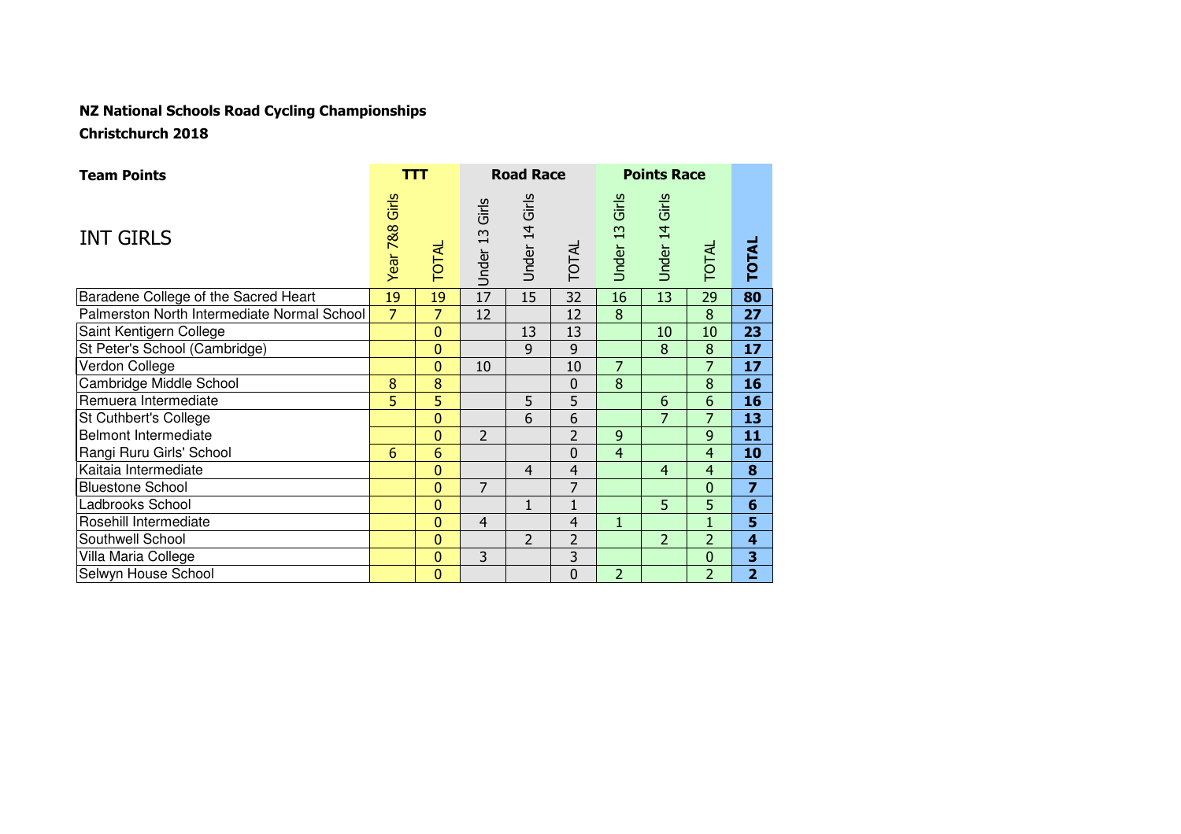**NZ National Schools Road Cycling Championships**

**Christchurch 2018**

| **Team Points** | **TTT** | | **Road Race** | | | **Points Race** | | | |
|---|---|---|---|---|---|---|---|---|---|
| INT GIRLS | Year 7&8 Girls | TOTAL | Under 13 Girls | Under 14 Girls | TOTAL | Under 13 Girls | Under 14 Girls | TOTAL | **TOTAL** |
| Baradene College of the Sacred Heart | 19 | 19 | 17 | 15 | 32 | 16 | 13 | 29 | **80** |
| Palmerston North Intermediate Normal School | 7 | 7 | 12 | | 12 | 8 | | 8 | **27** |
| Saint Kentigern College | | 0 | | 13 | 13 | | 10 | 10 | **23** |
| St Peter's School (Cambridge) | | 0 | | 9 | 9 | | 8 | 8 | **17** |
| Verdon College | | 0 | 10 | | 10 | 7 | | 7 | **17** |
| Cambridge Middle School | 8 | 8 | | | 0 | 8 | | 8 | **16** |
| Remuera Intermediate | 5 | 5 | | 5 | 5 | | 6 | 6 | **16** |
| St Cuthbert's College | | 0 | | 6 | 6 | | 7 | 7 | **13** |
| Belmont Intermediate | | 0 | 2 | | 2 | 9 | | 9 | **11** |
| Rangi Ruru Girls' School | 6 | 6 | | | 0 | 4 | | 4 | **10** |
| Kaitaia Intermediate | | 0 | | 4 | 4 | | 4 | 4 | **8** |
| Bluestone School | | 0 | 7 | | 7 | | | 0 | **7** |
| Ladbrooks School | | 0 | | 1 | 1 | | 5 | 5 | **6** |
| Rosehill Intermediate | | 0 | 4 | | 4 | 1 | | 1 | **5** |
| Southwell School | | 0 | | 2 | 2 | | 2 | 2 | **4** |
| Villa Maria College | | 0 | 3 | | 3 | | | 0 | **3** |
| Selwyn House School | | 0 | | | 0 | 2 | | 2 | **2** |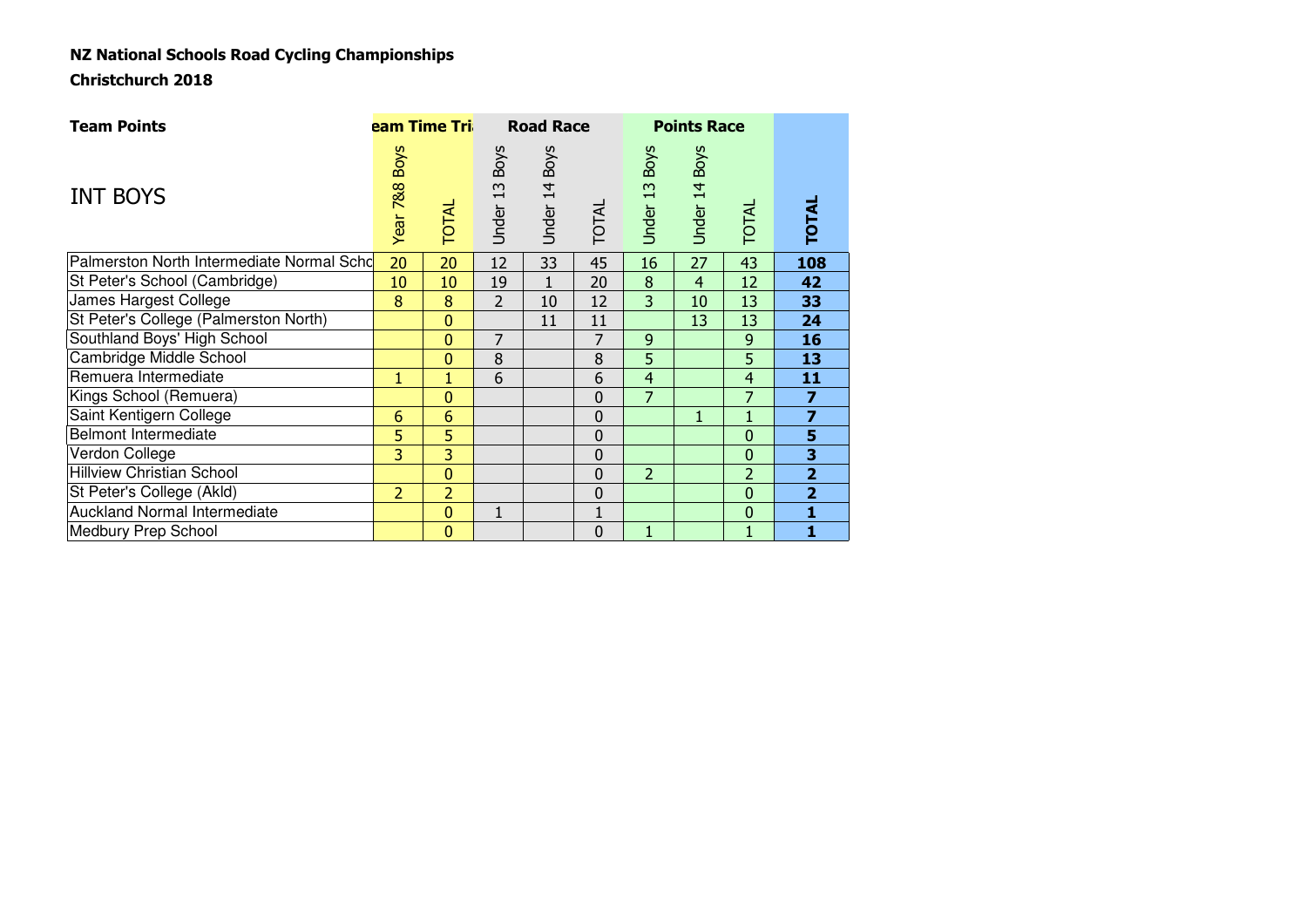**NZ National Schools Road Cycling Championships**

**Christchurch 2018**

| **Team Points** | **eam Time Tri** | | **Road Race** | | | **Points Race** | | | |
|---|---|---|---|---|---|---|---|---|---|
| INT BOYS | Year 7&8 Boys | TOTAL | Under 13 Boys | Under 14 Boys | TOTAL | Under 13 Boys | Under 14 Boys | TOTAL | **TOTAL** |
| Palmerston North Intermediate Normal Scho | 20 | 20 | 12 | 33 | 45 | 16 | 27 | 43 | **108** |
| St Peter's School (Cambridge) | 10 | 10 | 19 | 1 | 20 | 8 | 4 | 12 | **42** |
| James Hargest College | 8 | 8 | 2 | 10 | 12 | 3 | 10 | 13 | **33** |
| St Peter's College (Palmerston North) | | 0 | | 11 | 11 | | 13 | 13 | **24** |
| Southland Boys' High School | | 0 | 7 | | 7 | 9 | | 9 | **16** |
| Cambridge Middle School | | 0 | 8 | | 8 | 5 | | 5 | **13** |
| Remuera Intermediate | 1 | 1 | 6 | | 6 | 4 | | 4 | **11** |
| Kings School (Remuera) | | 0 | | | 0 | 7 | | 7 | **7** |
| Saint Kentigern College | 6 | 6 | | | 0 | | 1 | 1 | **7** |
| Belmont Intermediate | 5 | 5 | | | 0 | | | 0 | **5** |
| Verdon College | 3 | 3 | | | 0 | | | 0 | **3** |
| Hillview Christian School | | 0 | | | 0 | 2 | | 2 | **2** |
| St Peter's College (Akld) | 2 | 2 | | | 0 | | | 0 | **2** |
| Auckland Normal Intermediate | | 0 | 1 | | 1 | | | 0 | **1** |
| Medbury Prep School | | 0 | | | 0 | 1 | | 1 | **1** |